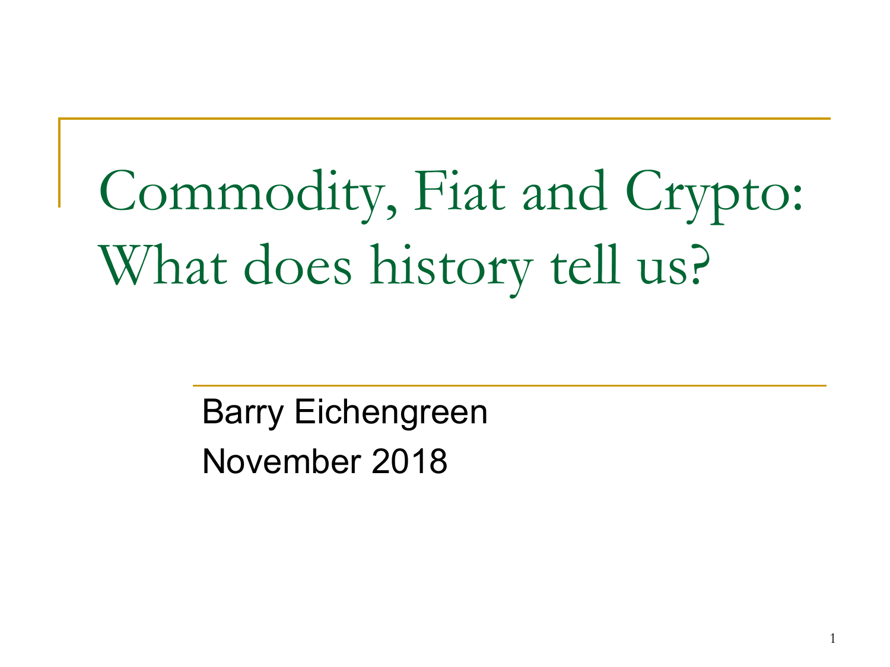# Commodity, Fiat and Crypto: What does history tell us?

Barry Eichengreen

November 2018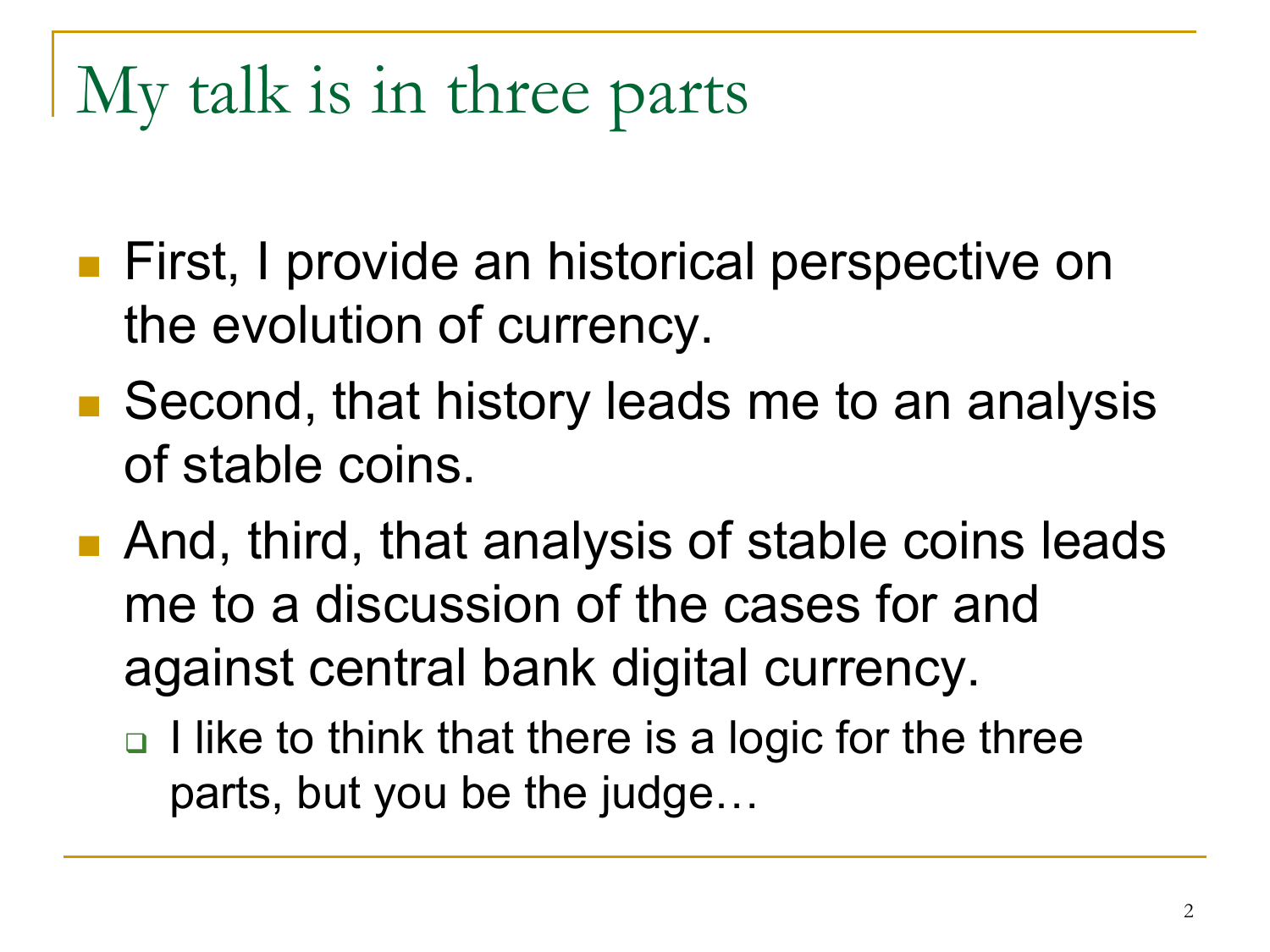# My talk is in three parts

- First, I provide an historical perspective on the evolution of currency.
- Second, that history leads me to an analysis of stable coins.
- And, third, that analysis of stable coins leads me to a discussion of the cases for and against central bank digital currency.
  - I like to think that there is a logic for the three parts, but you be the judge…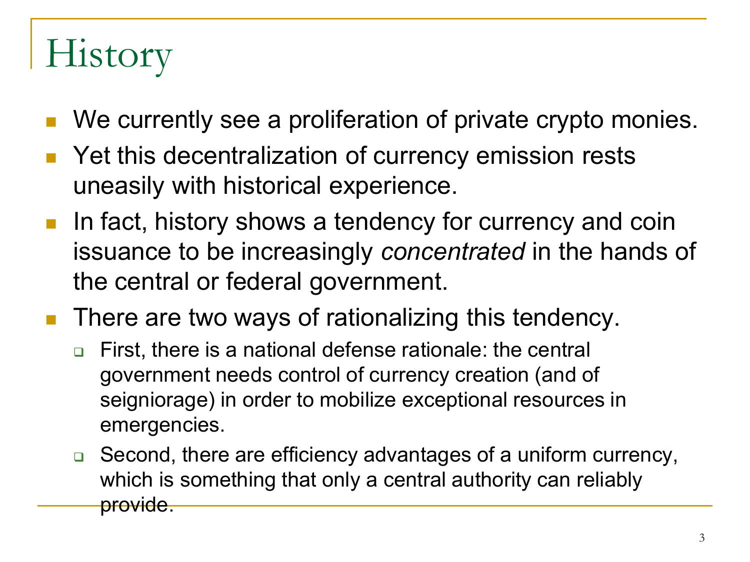# History

- We currently see a proliferation of private crypto monies.
- Yet this decentralization of currency emission rests uneasily with historical experience.
- In fact, history shows a tendency for currency and coin issuance to be increasingly *concentrated* in the hands of the central or federal government.
- There are two ways of rationalizing this tendency.
  - First, there is a national defense rationale: the central government needs control of currency creation (and of seigniorage) in order to mobilize exceptional resources in emergencies.
  - Second, there are efficiency advantages of a uniform currency, which is something that only a central authority can reliably provide.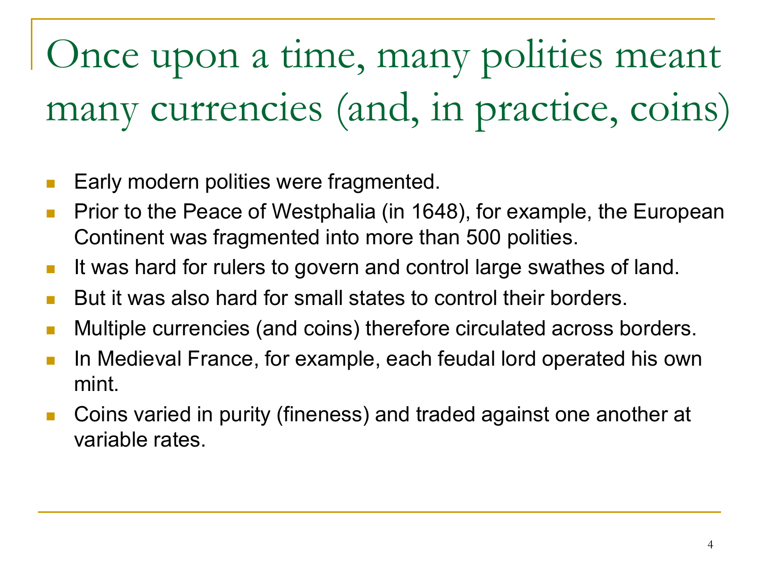# Once upon a time, many polities meant many currencies (and, in practice, coins)

- Early modern polities were fragmented.
- Prior to the Peace of Westphalia (in 1648), for example, the European Continent was fragmented into more than 500 polities.
- It was hard for rulers to govern and control large swathes of land.
- But it was also hard for small states to control their borders.
- Multiple currencies (and coins) therefore circulated across borders.
- In Medieval France, for example, each feudal lord operated his own mint.
- Coins varied in purity (fineness) and traded against one another at variable rates.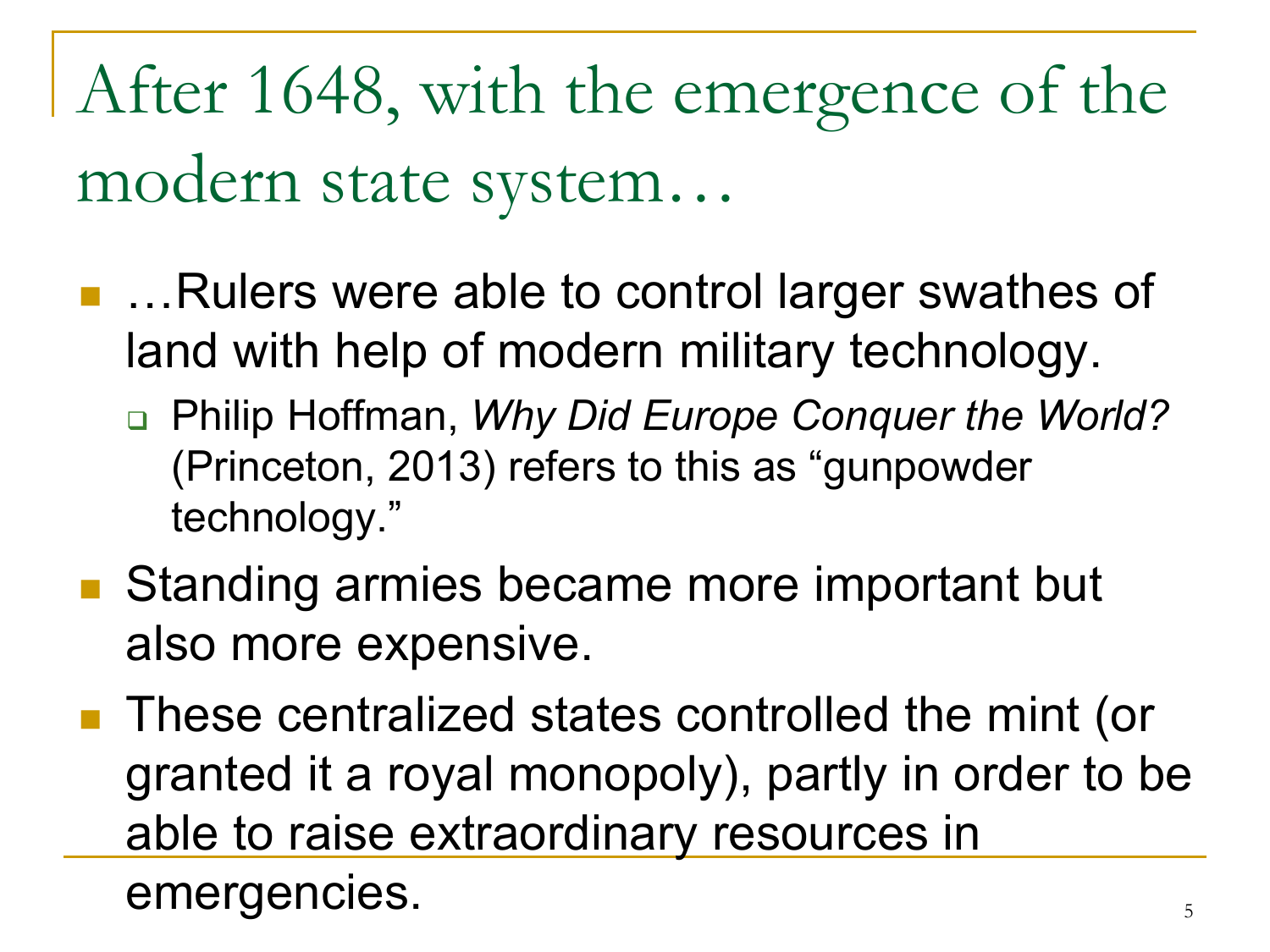# After 1648, with the emergence of the modern state system…

- …Rulers were able to control larger swathes of land with help of modern military technology.
  - Philip Hoffman, *Why Did Europe Conquer the World?* (Princeton, 2013) refers to this as "gunpowder technology."
- Standing armies became more important but also more expensive.
- These centralized states controlled the mint (or granted it a royal monopoly), partly in order to be able to raise extraordinary resources in emergencies.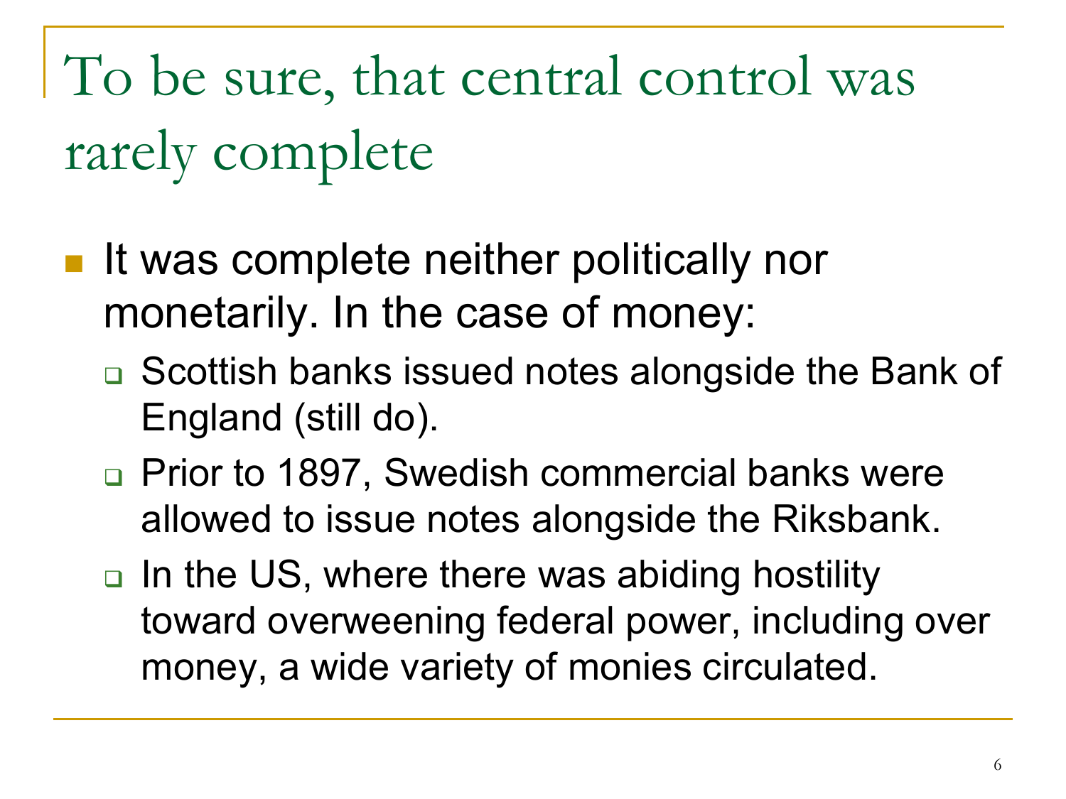# To be sure, that central control was rarely complete

- It was complete neither politically nor monetarily. In the case of money:
  - Scottish banks issued notes alongside the Bank of England (still do).
  - Prior to 1897, Swedish commercial banks were allowed to issue notes alongside the Riksbank.
  - In the US, where there was abiding hostility toward overweening federal power, including over money, a wide variety of monies circulated.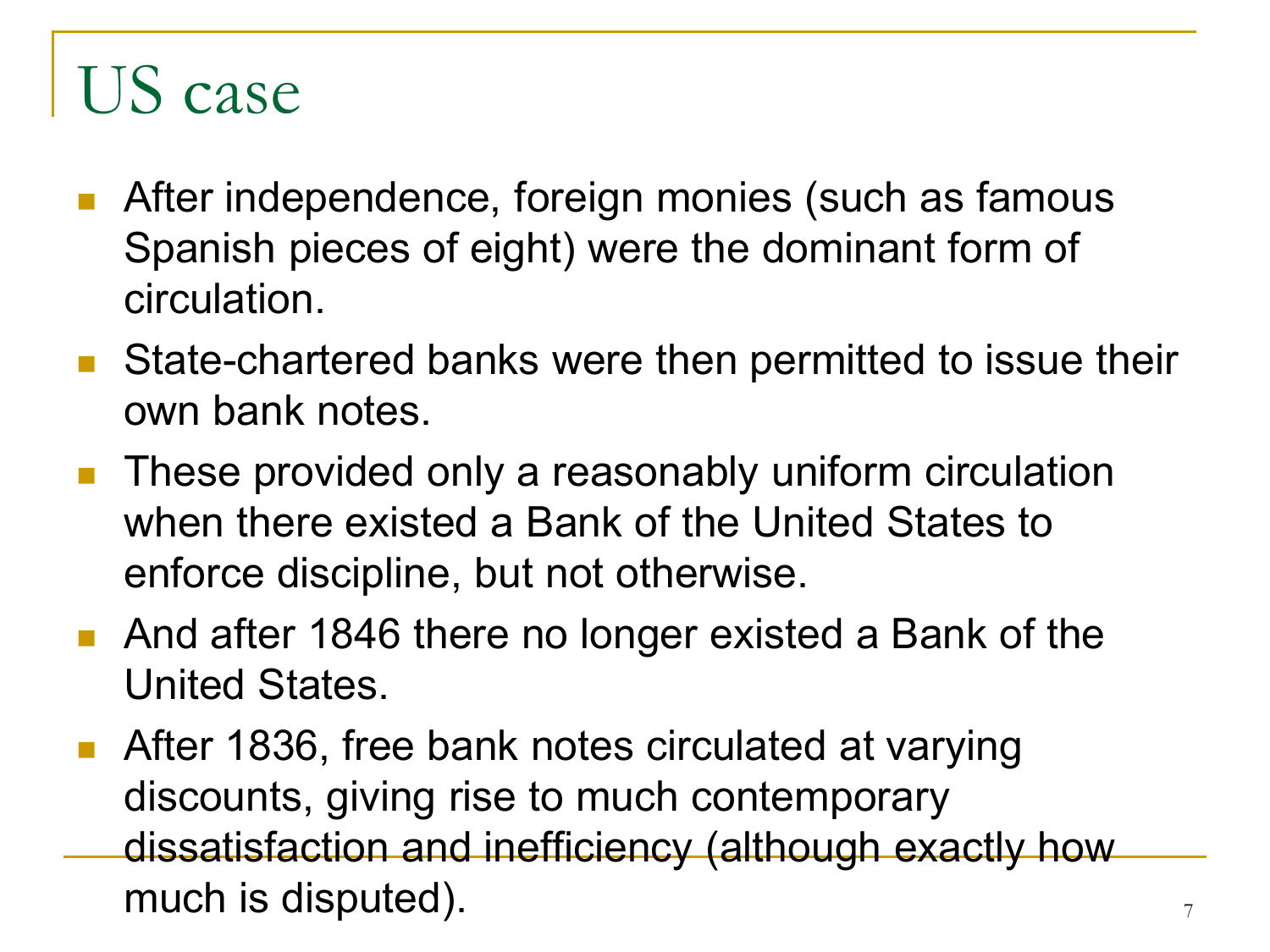# US case

- After independence, foreign monies (such as famous Spanish pieces of eight) were the dominant form of circulation.
- State-chartered banks were then permitted to issue their own bank notes.
- These provided only a reasonably uniform circulation when there existed a Bank of the United States to enforce discipline, but not otherwise.
- And after 1846 there no longer existed a Bank of the United States.
- After 1836, free bank notes circulated at varying discounts, giving rise to much contemporary dissatisfaction and inefficiency (although exactly how much is disputed).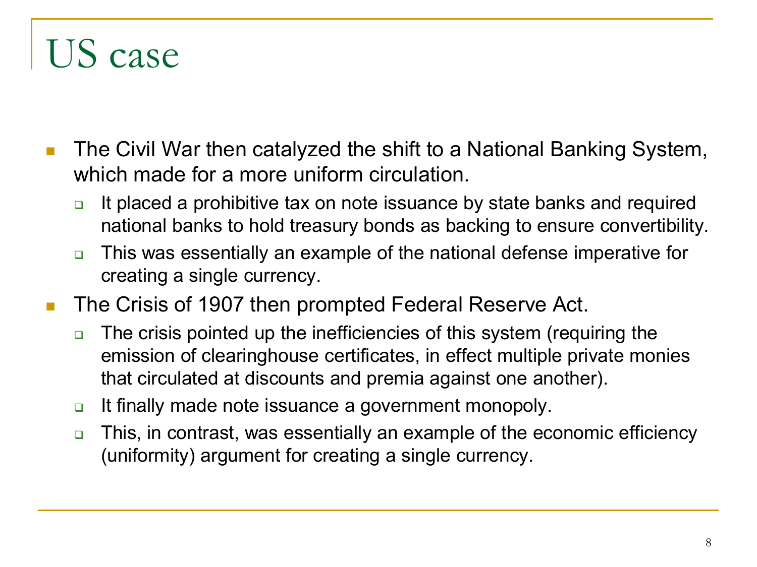# US case

- The Civil War then catalyzed the shift to a National Banking System, which made for a more uniform circulation.
  - It placed a prohibitive tax on note issuance by state banks and required national banks to hold treasury bonds as backing to ensure convertibility.
  - This was essentially an example of the national defense imperative for creating a single currency.
- The Crisis of 1907 then prompted Federal Reserve Act.
  - The crisis pointed up the inefficiencies of this system (requiring the emission of clearinghouse certificates, in effect multiple private monies that circulated at discounts and premia against one another).
  - It finally made note issuance a government monopoly.
  - This, in contrast, was essentially an example of the economic efficiency (uniformity) argument for creating a single currency.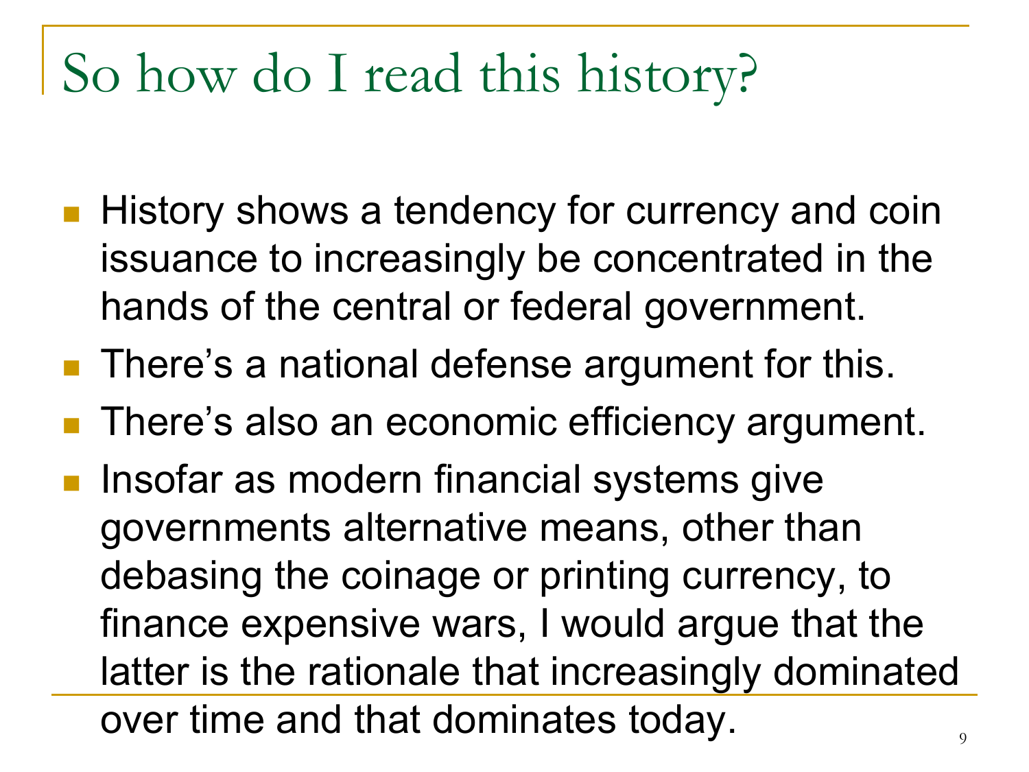# So how do I read this history?

- History shows a tendency for currency and coin issuance to increasingly be concentrated in the hands of the central or federal government.
- There's a national defense argument for this.
- There's also an economic efficiency argument.
- Insofar as modern financial systems give governments alternative means, other than debasing the coinage or printing currency, to finance expensive wars, I would argue that the latter is the rationale that increasingly dominated over time and that dominates today.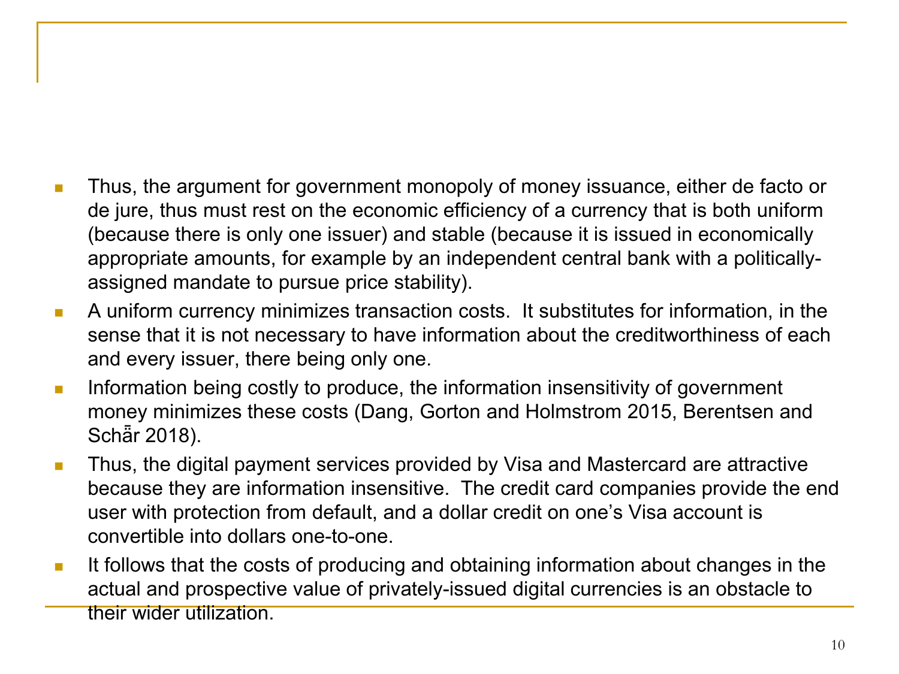- Thus, the argument for government monopoly of money issuance, either de facto or de jure, thus must rest on the economic efficiency of a currency that is both uniform (because there is only one issuer) and stable (because it is issued in economically appropriate amounts, for example by an independent central bank with a politically-assigned mandate to pursue price stability).
- A uniform currency minimizes transaction costs. It substitutes for information, in the sense that it is not necessary to have information about the creditworthiness of each and every issuer, there being only one.
- Information being costly to produce, the information insensitivity of government money minimizes these costs (Dang, Gorton and Holmstrom 2015, Berentsen and Schā̈r 2018).
- Thus, the digital payment services provided by Visa and Mastercard are attractive because they are information insensitive. The credit card companies provide the end user with protection from default, and a dollar credit on one's Visa account is convertible into dollars one-to-one.
- It follows that the costs of producing and obtaining information about changes in the actual and prospective value of privately-issued digital currencies is an obstacle to their wider utilization.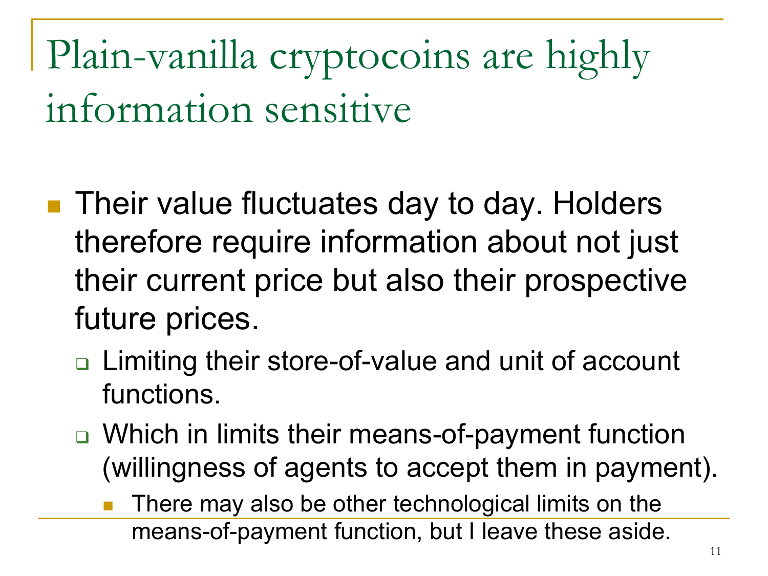# Plain-vanilla cryptocoins are highly information sensitive

- Their value fluctuates day to day. Holders therefore require information about not just their current price but also their prospective future prices.
  - Limiting their store-of-value and unit of account functions.
  - Which in limits their means-of-payment function (willingness of agents to accept them in payment).
    - There may also be other technological limits on the means-of-payment function, but I leave these aside.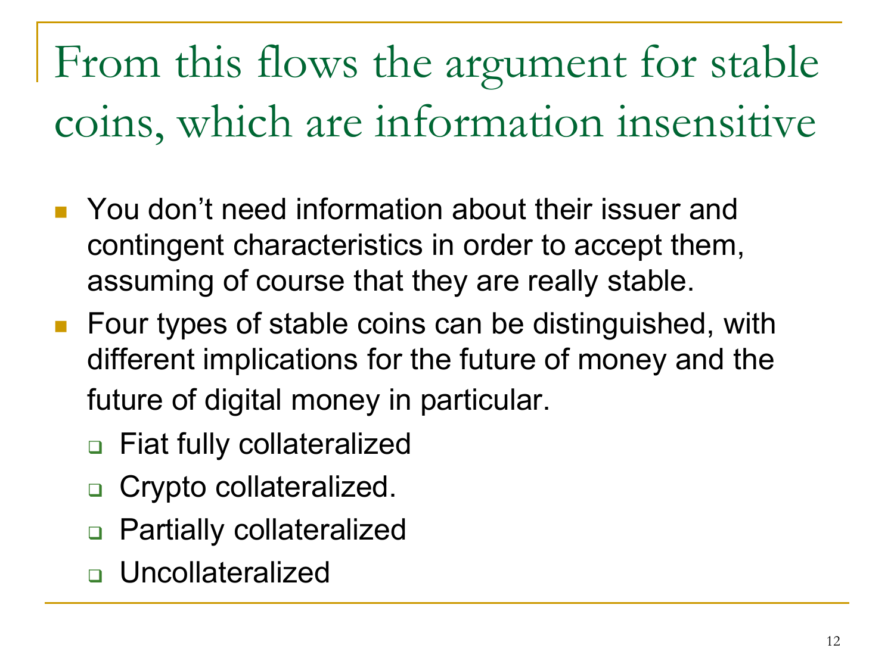# From this flows the argument for stable coins, which are information insensitive

- You don't need information about their issuer and contingent characteristics in order to accept them, assuming of course that they are really stable.
- Four types of stable coins can be distinguished, with different implications for the future of money and the future of digital money in particular.
  - Fiat fully collateralized
  - Crypto collateralized.
  - Partially collateralized
  - Uncollateralized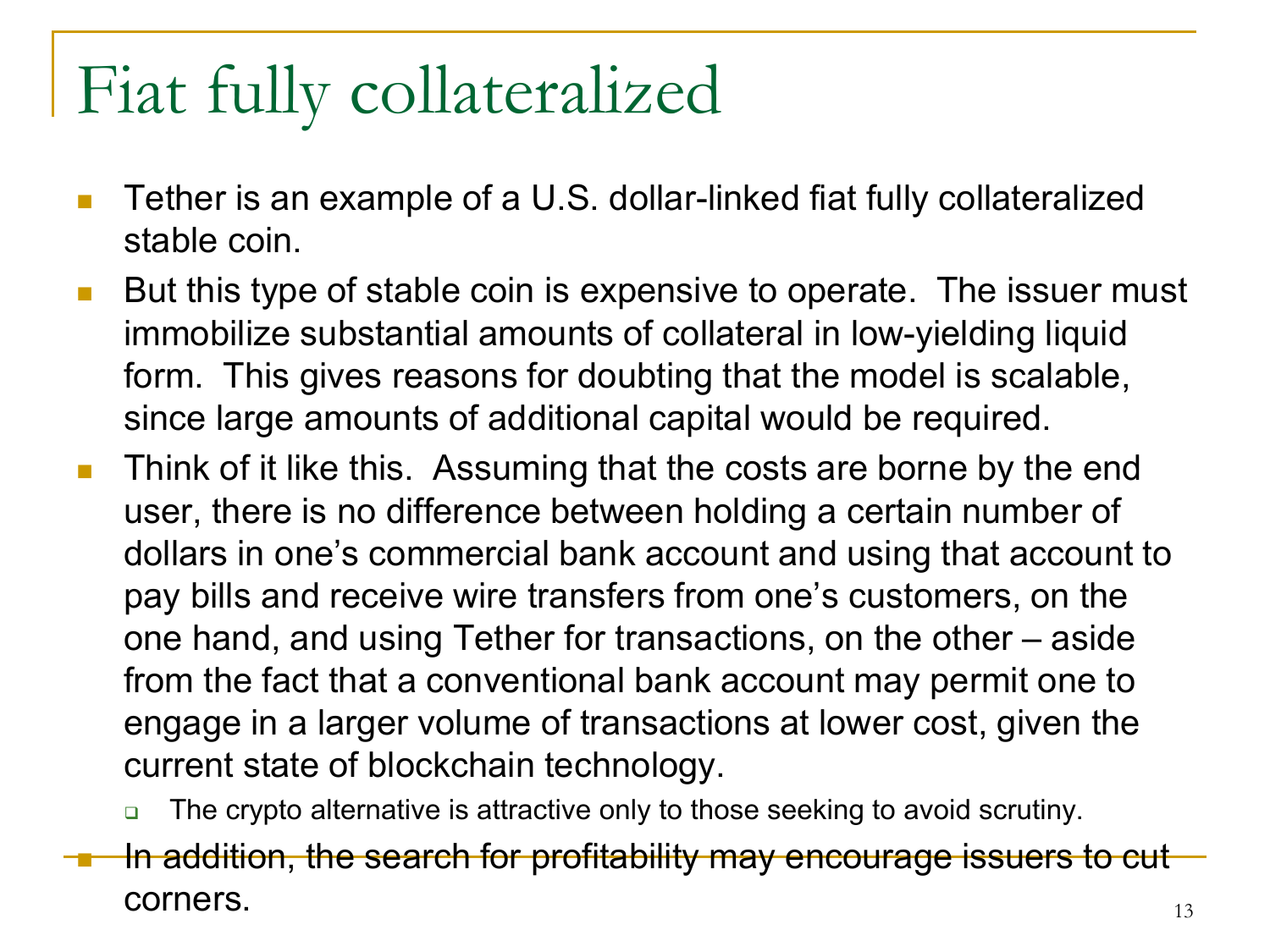# Fiat fully collateralized

- Tether is an example of a U.S. dollar-linked fiat fully collateralized stable coin.
- But this type of stable coin is expensive to operate. The issuer must immobilize substantial amounts of collateral in low-yielding liquid form. This gives reasons for doubting that the model is scalable, since large amounts of additional capital would be required.
- Think of it like this. Assuming that the costs are borne by the end user, there is no difference between holding a certain number of dollars in one's commercial bank account and using that account to pay bills and receive wire transfers from one's customers, on the one hand, and using Tether for transactions, on the other – aside from the fact that a conventional bank account may permit one to engage in a larger volume of transactions at lower cost, given the current state of blockchain technology.
  - The crypto alternative is attractive only to those seeking to avoid scrutiny.
- In addition, the search for profitability may encourage issuers to cut corners.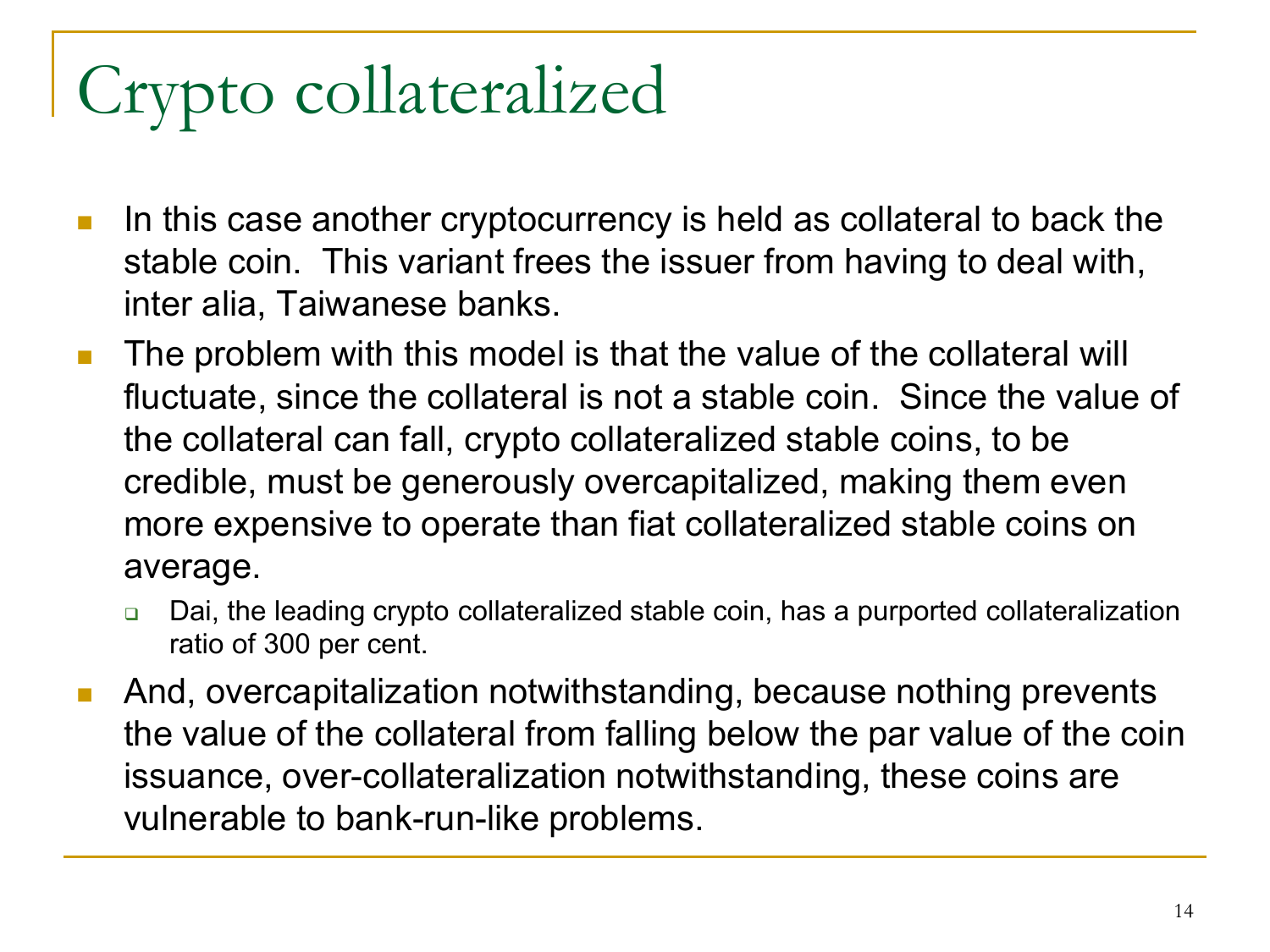# Crypto collateralized

- In this case another cryptocurrency is held as collateral to back the stable coin. This variant frees the issuer from having to deal with, inter alia, Taiwanese banks.
- The problem with this model is that the value of the collateral will fluctuate, since the collateral is not a stable coin. Since the value of the collateral can fall, crypto collateralized stable coins, to be credible, must be generously overcapitalized, making them even more expensive to operate than fiat collateralized stable coins on average.
  - Dai, the leading crypto collateralized stable coin, has a purported collateralization ratio of 300 per cent.
- And, overcapitalization notwithstanding, because nothing prevents the value of the collateral from falling below the par value of the coin issuance, over-collateralization notwithstanding, these coins are vulnerable to bank-run-like problems.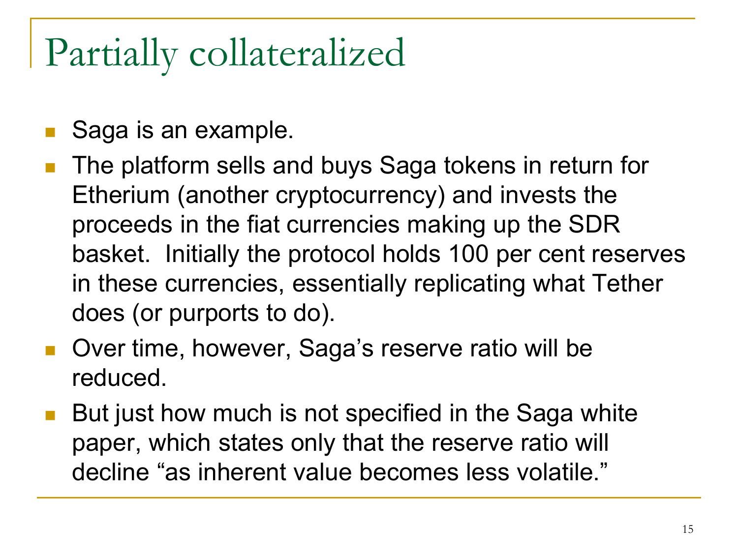# Partially collateralized

- Saga is an example.
- The platform sells and buys Saga tokens in return for Etherium (another cryptocurrency) and invests the proceeds in the fiat currencies making up the SDR basket. Initially the protocol holds 100 per cent reserves in these currencies, essentially replicating what Tether does (or purports to do).
- Over time, however, Saga's reserve ratio will be reduced.
- But just how much is not specified in the Saga white paper, which states only that the reserve ratio will decline "as inherent value becomes less volatile."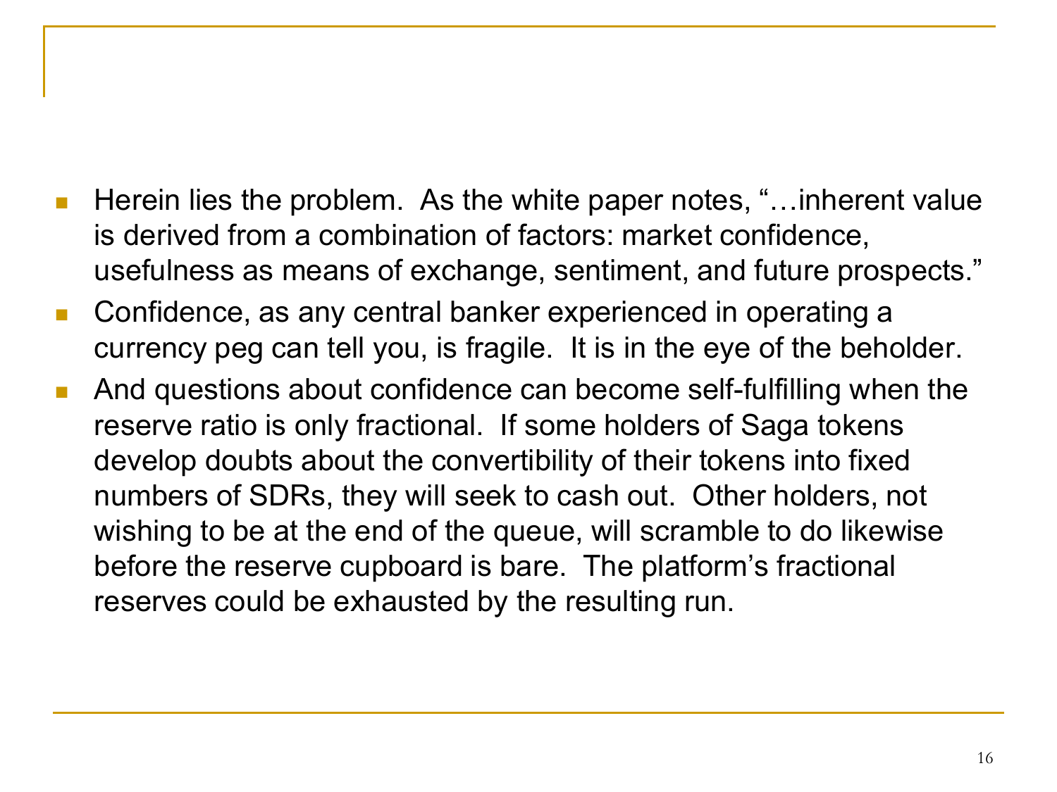- Herein lies the problem. As the white paper notes, "…inherent value is derived from a combination of factors: market confidence, usefulness as means of exchange, sentiment, and future prospects."
- Confidence, as any central banker experienced in operating a currency peg can tell you, is fragile. It is in the eye of the beholder.
- And questions about confidence can become self-fulfilling when the reserve ratio is only fractional. If some holders of Saga tokens develop doubts about the convertibility of their tokens into fixed numbers of SDRs, they will seek to cash out. Other holders, not wishing to be at the end of the queue, will scramble to do likewise before the reserve cupboard is bare. The platform's fractional reserves could be exhausted by the resulting run.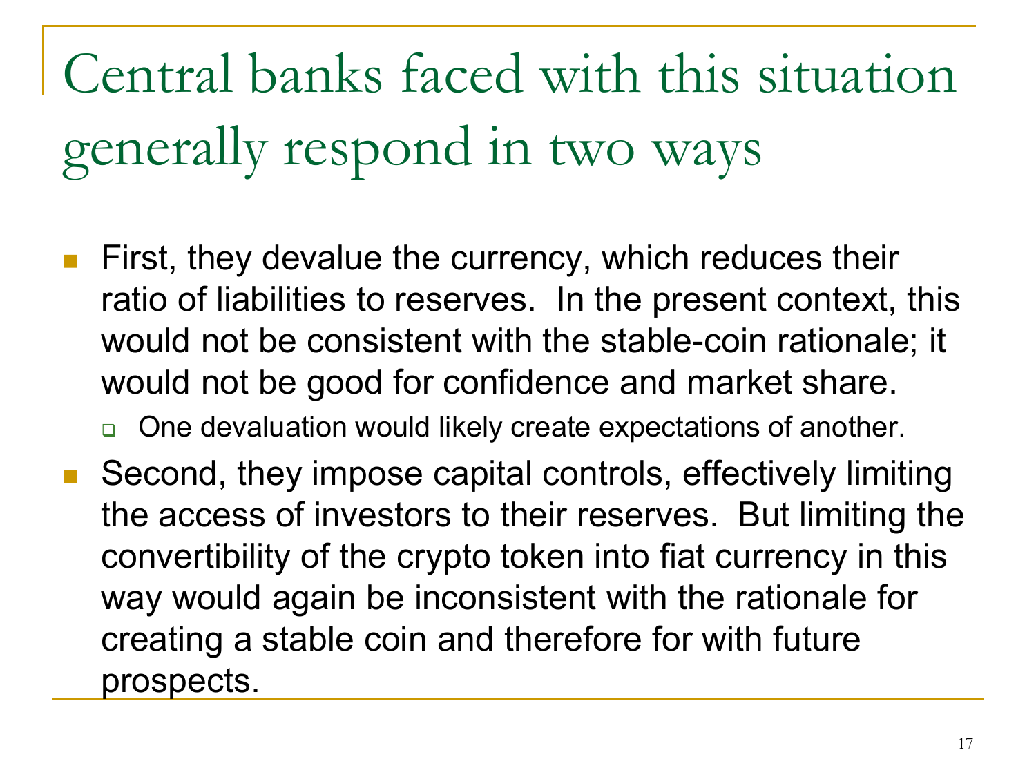# Central banks faced with this situation generally respond in two ways

- First, they devalue the currency, which reduces their ratio of liabilities to reserves. In the present context, this would not be consistent with the stable-coin rationale; it would not be good for confidence and market share.
  - One devaluation would likely create expectations of another.
- Second, they impose capital controls, effectively limiting the access of investors to their reserves. But limiting the convertibility of the crypto token into fiat currency in this way would again be inconsistent with the rationale for creating a stable coin and therefore for with future prospects.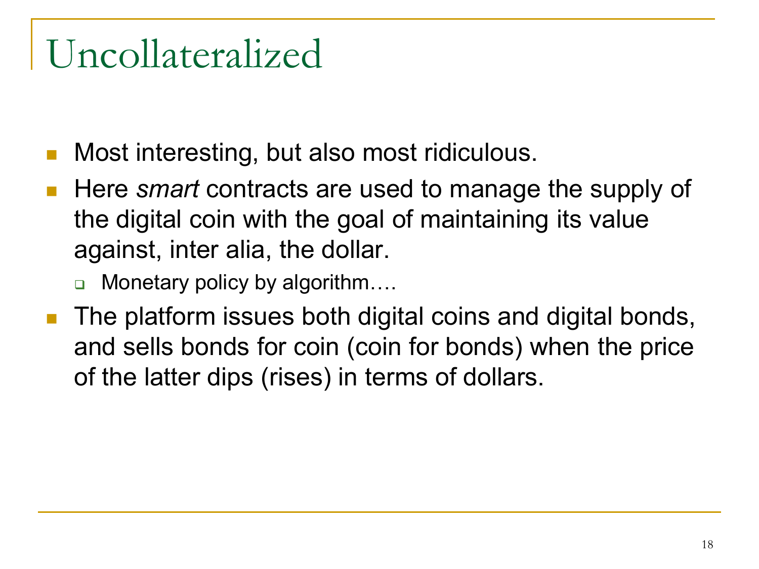# Uncollateralized

- Most interesting, but also most ridiculous.
- Here *smart* contracts are used to manage the supply of the digital coin with the goal of maintaining its value against, inter alia, the dollar.
  - Monetary policy by algorithm….
- The platform issues both digital coins and digital bonds, and sells bonds for coin (coin for bonds) when the price of the latter dips (rises) in terms of dollars.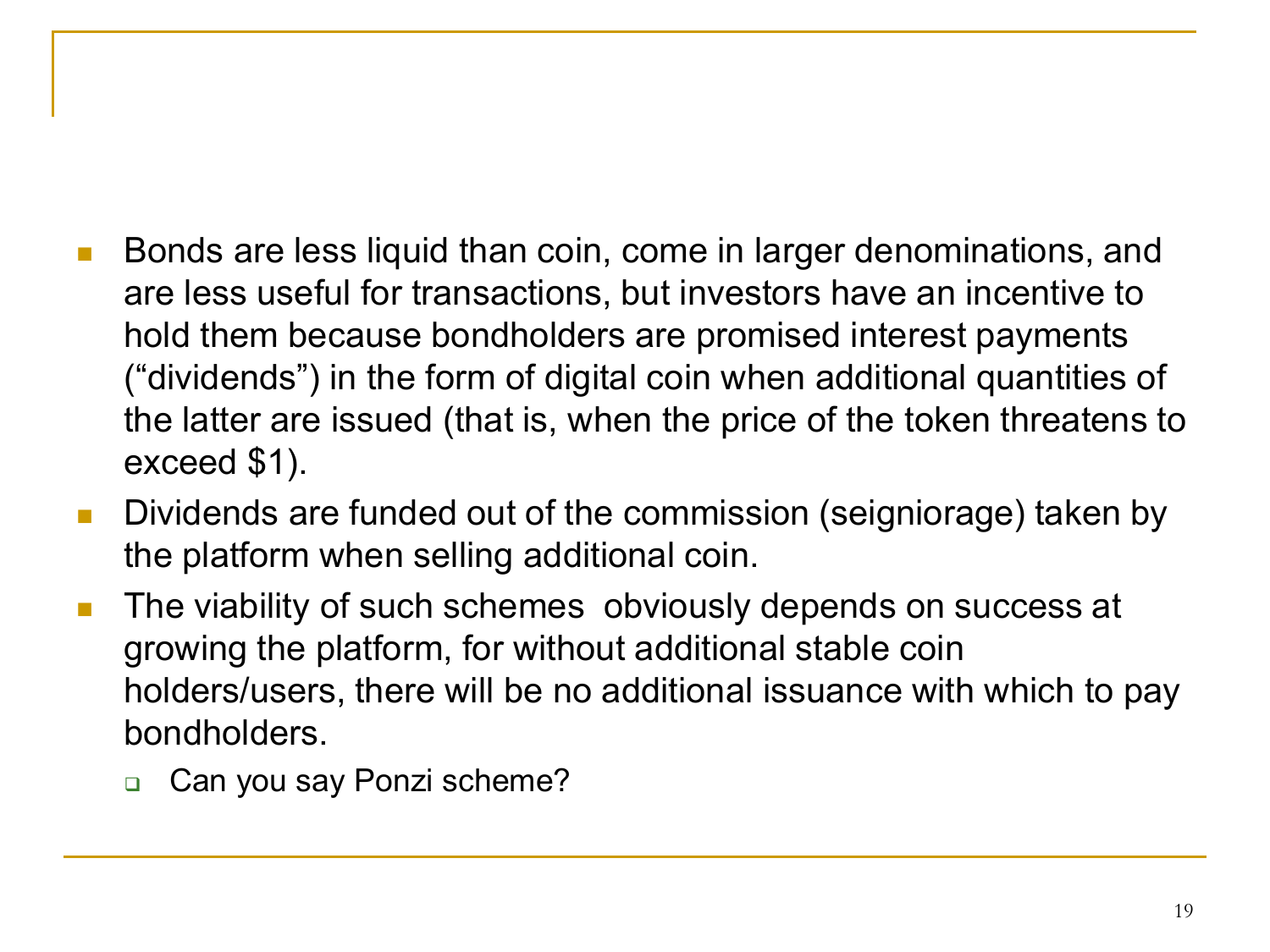- Bonds are less liquid than coin, come in larger denominations, and are less useful for transactions, but investors have an incentive to hold them because bondholders are promised interest payments ("dividends") in the form of digital coin when additional quantities of the latter are issued (that is, when the price of the token threatens to exceed $1).
- Dividends are funded out of the commission (seigniorage) taken by the platform when selling additional coin.
- The viability of such schemes obviously depends on success at growing the platform, for without additional stable coin holders/users, there will be no additional issuance with which to pay bondholders.
  - Can you say Ponzi scheme?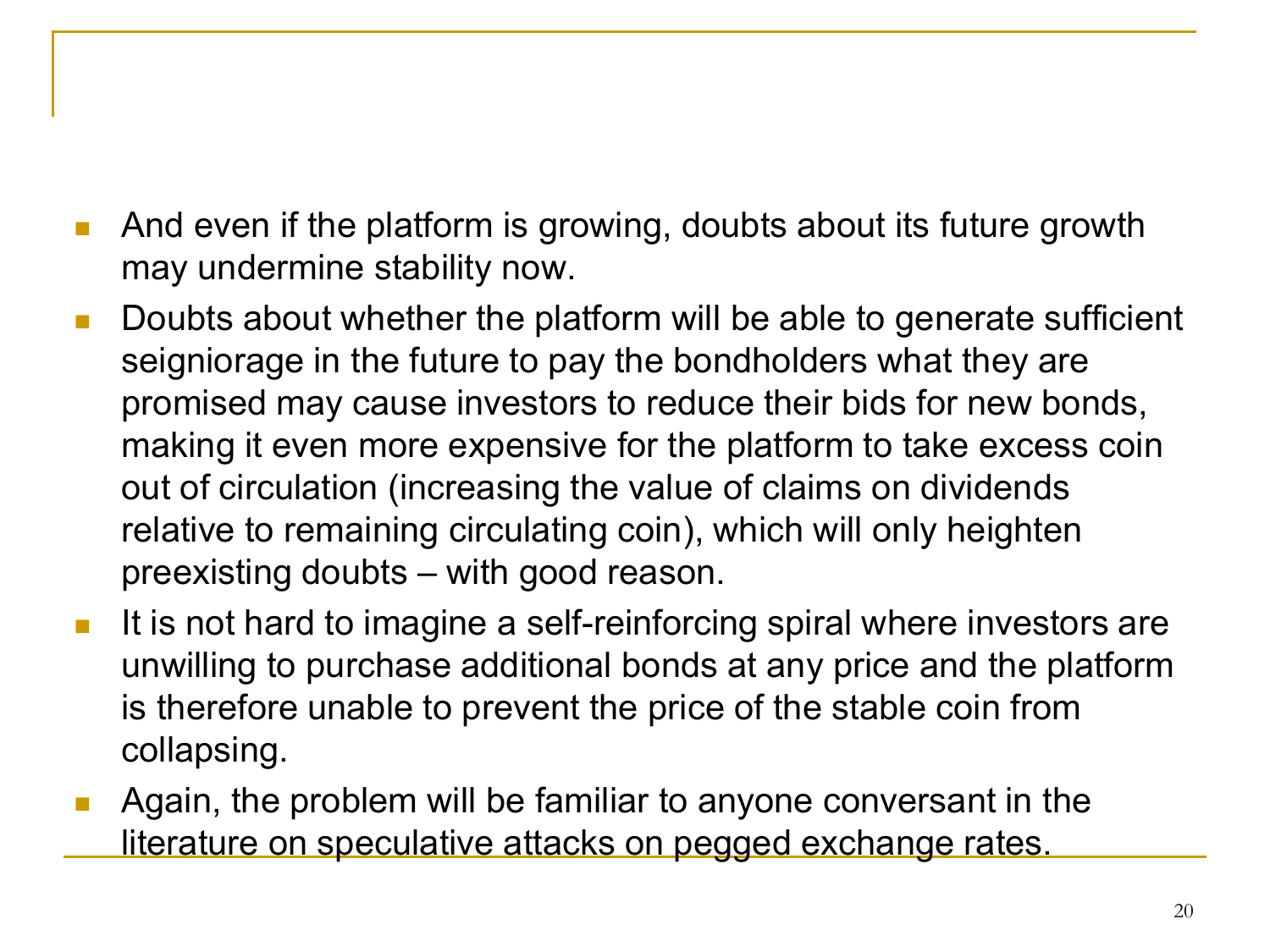- And even if the platform is growing, doubts about its future growth may undermine stability now.
- Doubts about whether the platform will be able to generate sufficient seigniorage in the future to pay the bondholders what they are promised may cause investors to reduce their bids for new bonds, making it even more expensive for the platform to take excess coin out of circulation (increasing the value of claims on dividends relative to remaining circulating coin), which will only heighten preexisting doubts – with good reason.
- It is not hard to imagine a self-reinforcing spiral where investors are unwilling to purchase additional bonds at any price and the platform is therefore unable to prevent the price of the stable coin from collapsing.
- Again, the problem will be familiar to anyone conversant in the literature on speculative attacks on pegged exchange rates.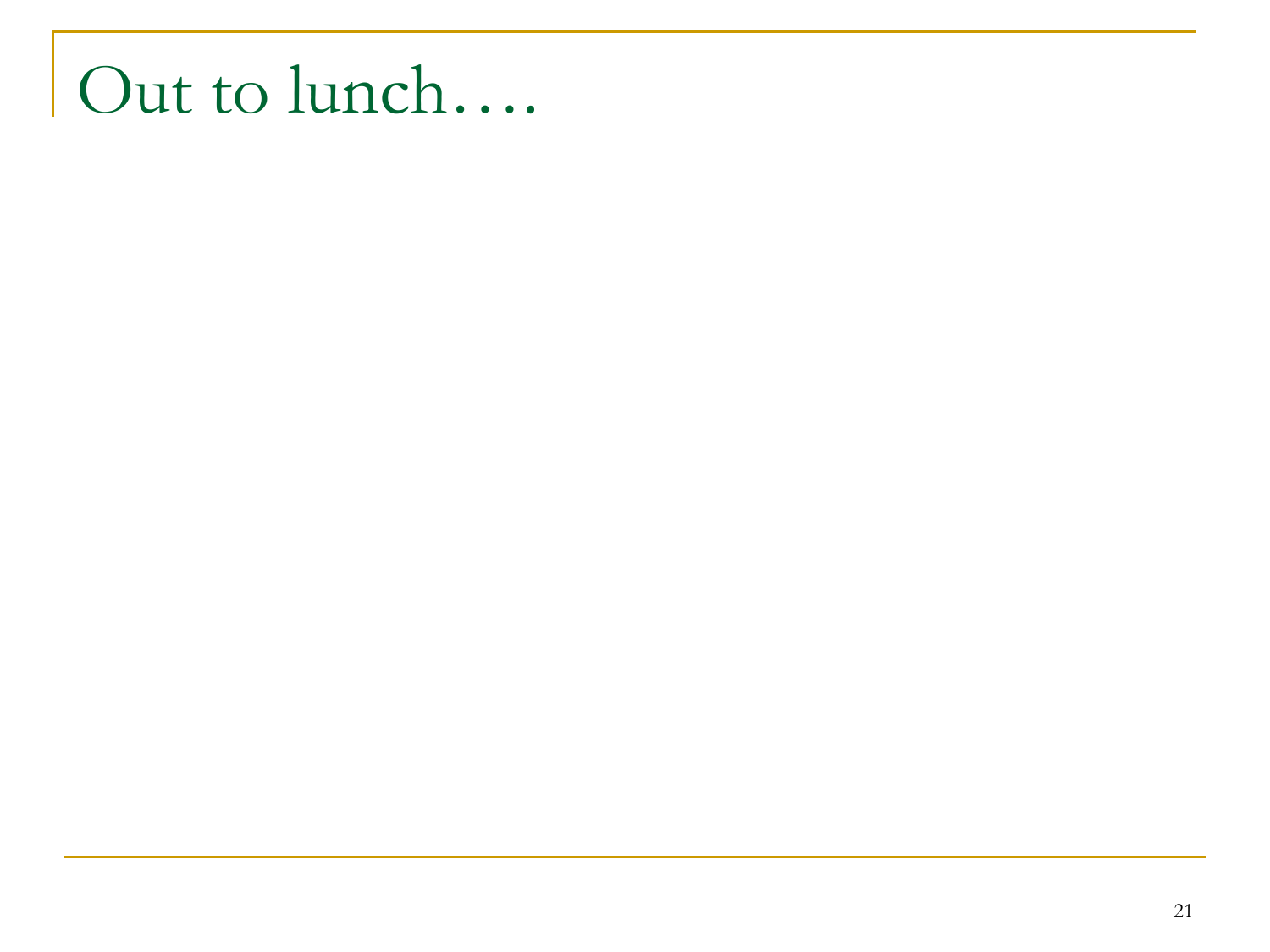# Out to lunch….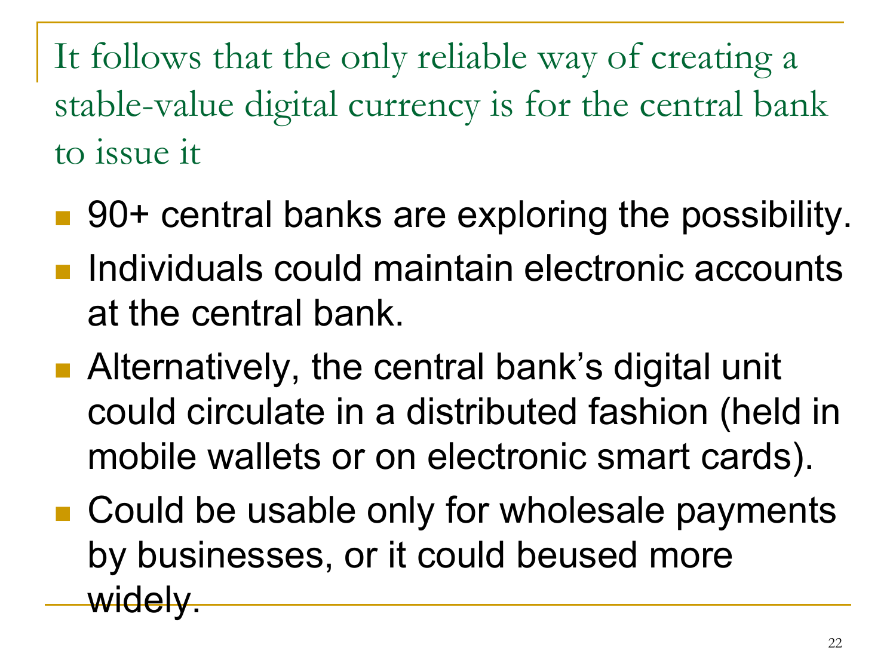## It follows that the only reliable way of creating a stable-value digital currency is for the central bank to issue it

- 90+ central banks are exploring the possibility.
- Individuals could maintain electronic accounts at the central bank.
- Alternatively, the central bank's digital unit could circulate in a distributed fashion (held in mobile wallets or on electronic smart cards).
- Could be usable only for wholesale payments by businesses, or it could beused more widely.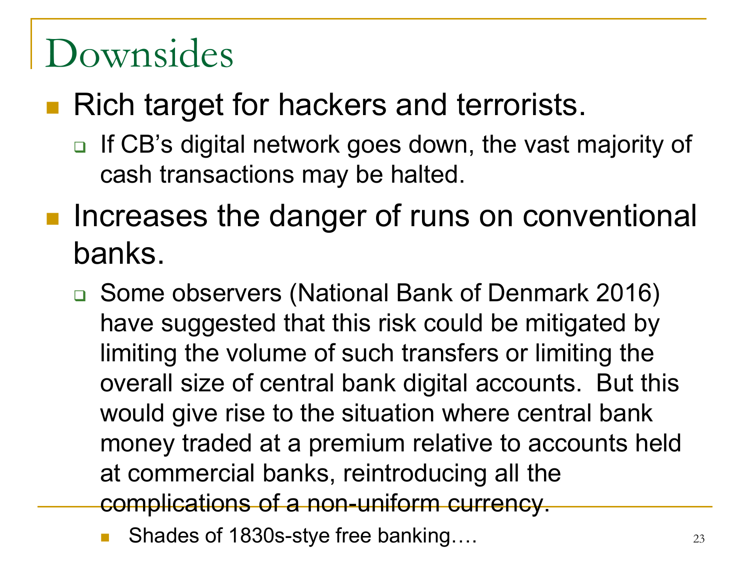# Downsides

- Rich target for hackers and terrorists.
  - If CB's digital network goes down, the vast majority of cash transactions may be halted.
- Increases the danger of runs on conventional banks.
  - Some observers (National Bank of Denmark 2016) have suggested that this risk could be mitigated by limiting the volume of such transfers or limiting the overall size of central bank digital accounts. But this would give rise to the situation where central bank money traded at a premium relative to accounts held at commercial banks, reintroducing all the complications of a non-uniform currency.
    - Shades of 1830s-stye free banking….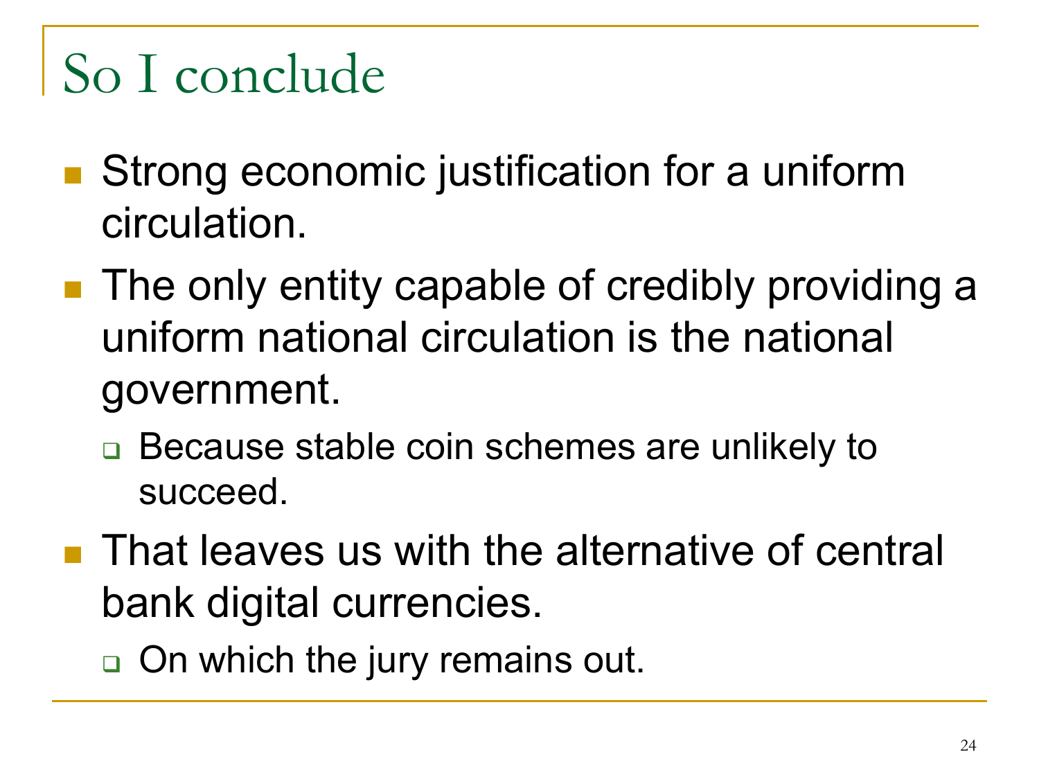# So I conclude

- Strong economic justification for a uniform circulation.
- The only entity capable of credibly providing a uniform national circulation is the national government.
  - Because stable coin schemes are unlikely to succeed.
- That leaves us with the alternative of central bank digital currencies.
  - On which the jury remains out.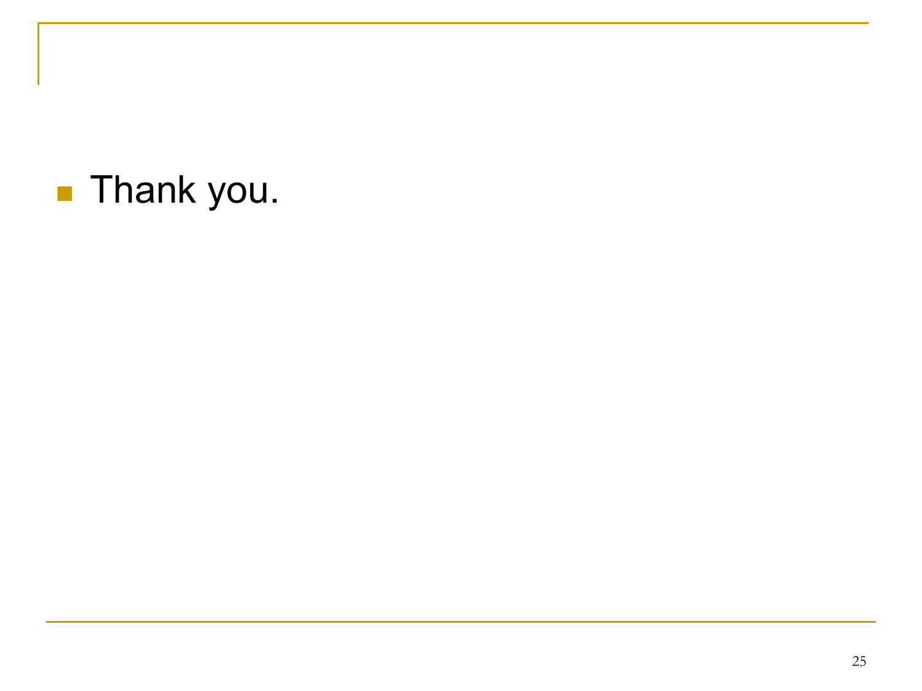- Thank you.